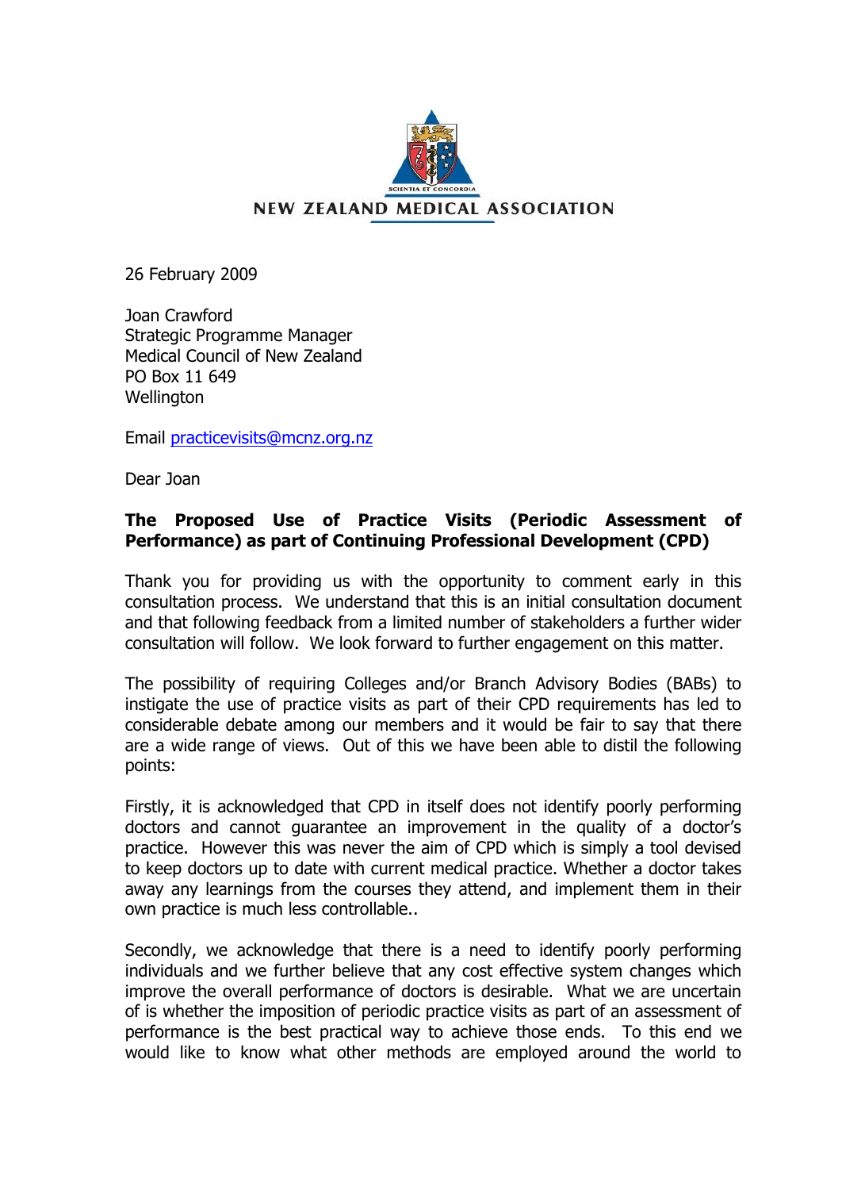NEW ZEALAND MEDICAL ASSOCIATION

26 February 2009

Joan Crawford
Strategic Programme Manager
Medical Council of New Zealand
PO Box 11 649
Wellington

Email practicevisits@mcnz.org.nz

Dear Joan

**The Proposed Use of Practice Visits (Periodic Assessment of Performance) as part of Continuing Professional Development (CPD)**

Thank you for providing us with the opportunity to comment early in this consultation process. We understand that this is an initial consultation document and that following feedback from a limited number of stakeholders a further wider consultation will follow. We look forward to further engagement on this matter.

The possibility of requiring Colleges and/or Branch Advisory Bodies (BABs) to instigate the use of practice visits as part of their CPD requirements has led to considerable debate among our members and it would be fair to say that there are a wide range of views. Out of this we have been able to distil the following points:

Firstly, it is acknowledged that CPD in itself does not identify poorly performing doctors and cannot guarantee an improvement in the quality of a doctor's practice. However this was never the aim of CPD which is simply a tool devised to keep doctors up to date with current medical practice. Whether a doctor takes away any learnings from the courses they attend, and implement them in their own practice is much less controllable..

Secondly, we acknowledge that there is a need to identify poorly performing individuals and we further believe that any cost effective system changes which improve the overall performance of doctors is desirable. What we are uncertain of is whether the imposition of periodic practice visits as part of an assessment of performance is the best practical way to achieve those ends. To this end we would like to know what other methods are employed around the world to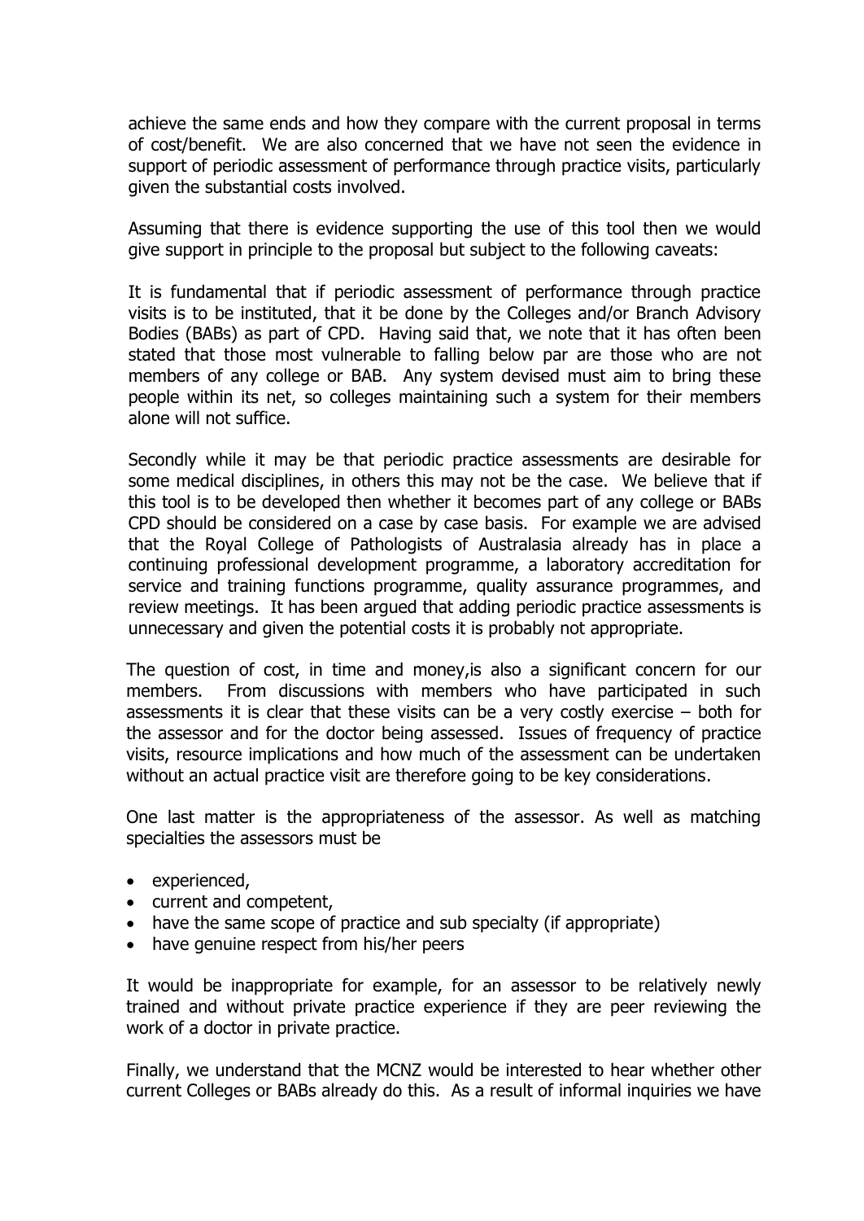achieve the same ends and how they compare with the current proposal in terms of cost/benefit. We are also concerned that we have not seen the evidence in support of periodic assessment of performance through practice visits, particularly given the substantial costs involved.

Assuming that there is evidence supporting the use of this tool then we would give support in principle to the proposal but subject to the following caveats:

It is fundamental that if periodic assessment of performance through practice visits is to be instituted, that it be done by the Colleges and/or Branch Advisory Bodies (BABs) as part of CPD. Having said that, we note that it has often been stated that those most vulnerable to falling below par are those who are not members of any college or BAB. Any system devised must aim to bring these people within its net, so colleges maintaining such a system for their members alone will not suffice.

Secondly while it may be that periodic practice assessments are desirable for some medical disciplines, in others this may not be the case. We believe that if this tool is to be developed then whether it becomes part of any college or BABs CPD should be considered on a case by case basis. For example we are advised that the Royal College of Pathologists of Australasia already has in place a continuing professional development programme, a laboratory accreditation for service and training functions programme, quality assurance programmes, and review meetings. It has been argued that adding periodic practice assessments is unnecessary and given the potential costs it is probably not appropriate.

The question of cost, in time and money,is also a significant concern for our members. From discussions with members who have participated in such assessments it is clear that these visits can be a very costly exercise – both for the assessor and for the doctor being assessed. Issues of frequency of practice visits, resource implications and how much of the assessment can be undertaken without an actual practice visit are therefore going to be key considerations.

One last matter is the appropriateness of the assessor. As well as matching specialties the assessors must be

- experienced,
- current and competent,
- have the same scope of practice and sub specialty (if appropriate)
- have genuine respect from his/her peers

It would be inappropriate for example, for an assessor to be relatively newly trained and without private practice experience if they are peer reviewing the work of a doctor in private practice.

Finally, we understand that the MCNZ would be interested to hear whether other current Colleges or BABs already do this. As a result of informal inquiries we have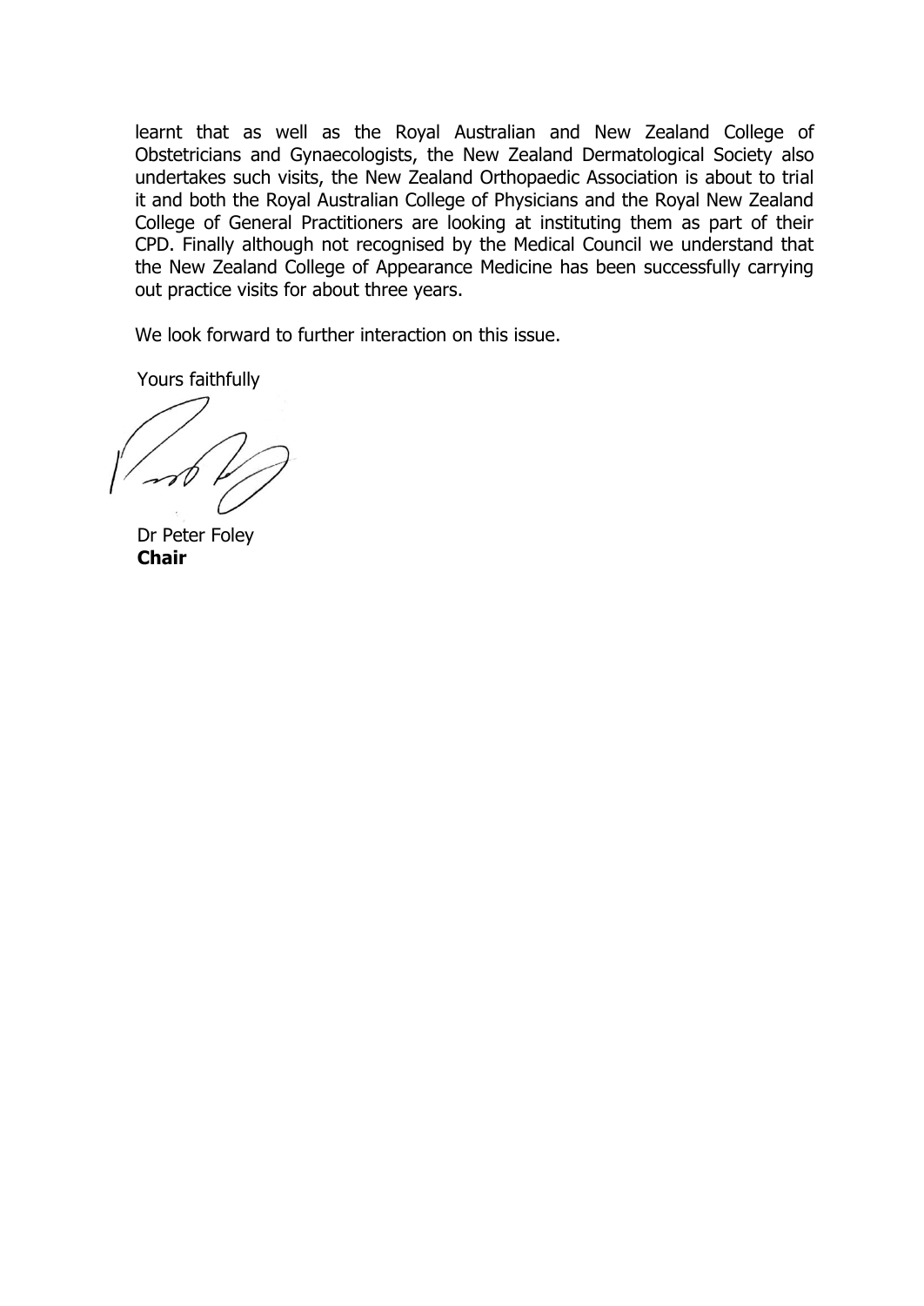learnt that as well as the Royal Australian and New Zealand College of Obstetricians and Gynaecologists, the New Zealand Dermatological Society also undertakes such visits, the New Zealand Orthopaedic Association is about to trial it and both the Royal Australian College of Physicians and the Royal New Zealand College of General Practitioners are looking at instituting them as part of their CPD. Finally although not recognised by the Medical Council we understand that the New Zealand College of Appearance Medicine has been successfully carrying out practice visits for about three years.

We look forward to further interaction on this issue.

Yours faithfully

Dr Peter Foley
**Chair**